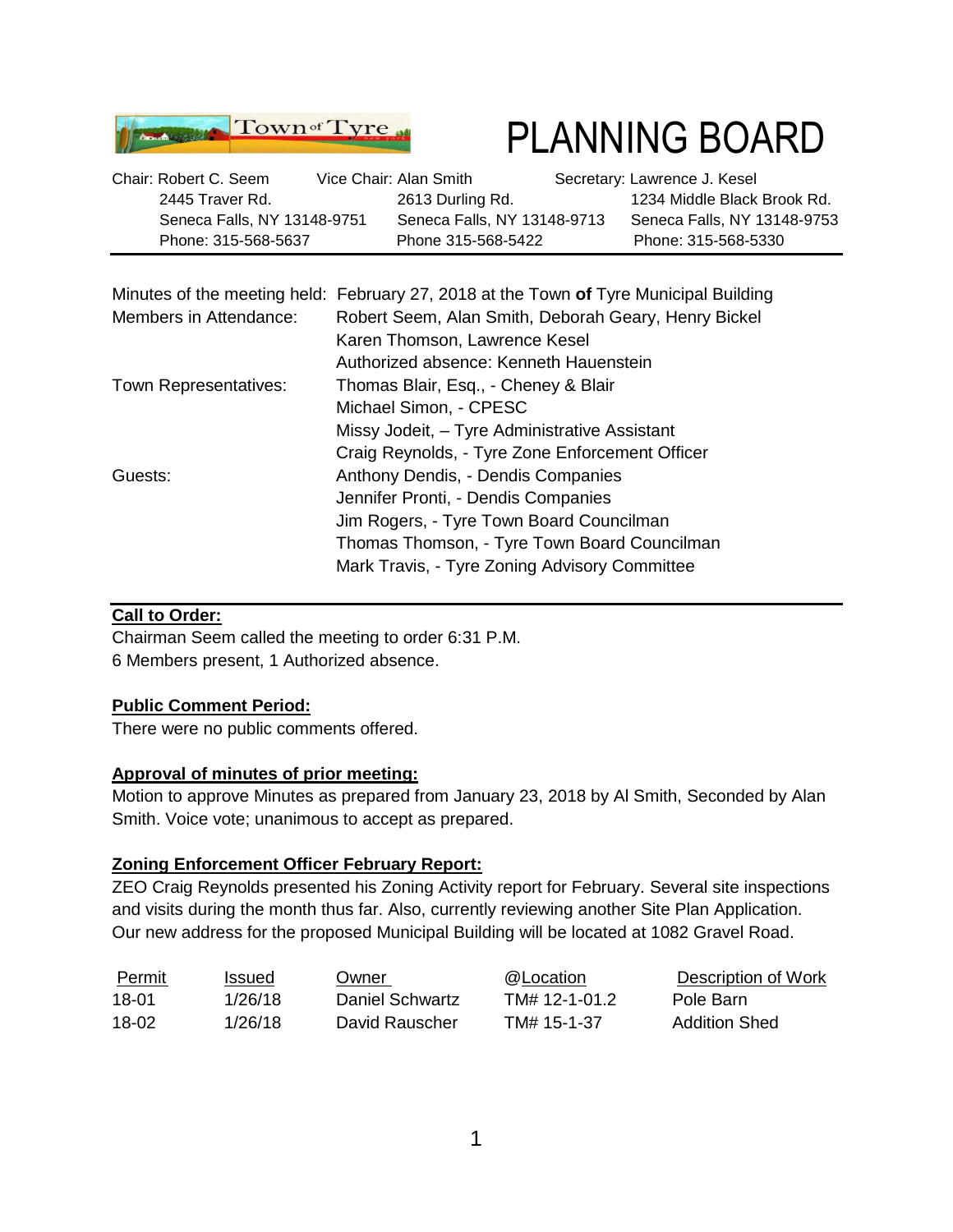# PLANNING BOARD

Town of Tyre

| Chair: Robert C. Seem | Vice Chair: Alan Smith | Secretary: Lawrence J. Kesel |
|---|---|---|
| 2445 Traver Rd. | 2613 Durling Rd. | 1234 Middle Black Brook Rd. |
| Seneca Falls, NY 13148-9751 | Seneca Falls, NY 13148-9713 | Seneca Falls, NY 13148-9753 |
| Phone: 315-568-5637 | Phone 315-568-5422 | Phone: 315-568-5330 |

Minutes of the meeting held: February 27, 2018 at the Town **of** Tyre Municipal Building

Members in Attendance: Robert Seem, Alan Smith, Deborah Geary, Henry Bickel, Karen Thomson, Lawrence Kesel
Authorized absence: Kenneth Hauenstein

Town Representatives: Thomas Blair, Esq., - Cheney & Blair
Michael Simon, - CPESC
Missy Jodeit, – Tyre Administrative Assistant
Craig Reynolds, - Tyre Zone Enforcement Officer

Guests: Anthony Dendis, - Dendis Companies
Jennifer Pronti, - Dendis Companies
Jim Rogers, - Tyre Town Board Councilman
Thomas Thomson, - Tyre Town Board Councilman
Mark Travis, - Tyre Zoning Advisory Committee

**Call to Order:**

Chairman Seem called the meeting to order 6:31 P.M.
6 Members present, 1 Authorized absence.

**Public Comment Period:**

There were no public comments offered.

**Approval of minutes of prior meeting:**

Motion to approve Minutes as prepared from January 23, 2018 by Al Smith, Seconded by Alan Smith. Voice vote; unanimous to accept as prepared.

**Zoning Enforcement Officer February Report:**

ZEO Craig Reynolds presented his Zoning Activity report for February. Several site inspections and visits during the month thus far. Also, currently reviewing another Site Plan Application. Our new address for the proposed Municipal Building will be located at 1082 Gravel Road.

| Permit | Issued | Owner | @Location | Description of Work |
|---|---|---|---|---|
| 18-01 | 1/26/18 | Daniel Schwartz | TM# 12-1-01.2 | Pole Barn |
| 18-02 | 1/26/18 | David Rauscher | TM# 15-1-37 | Addition Shed |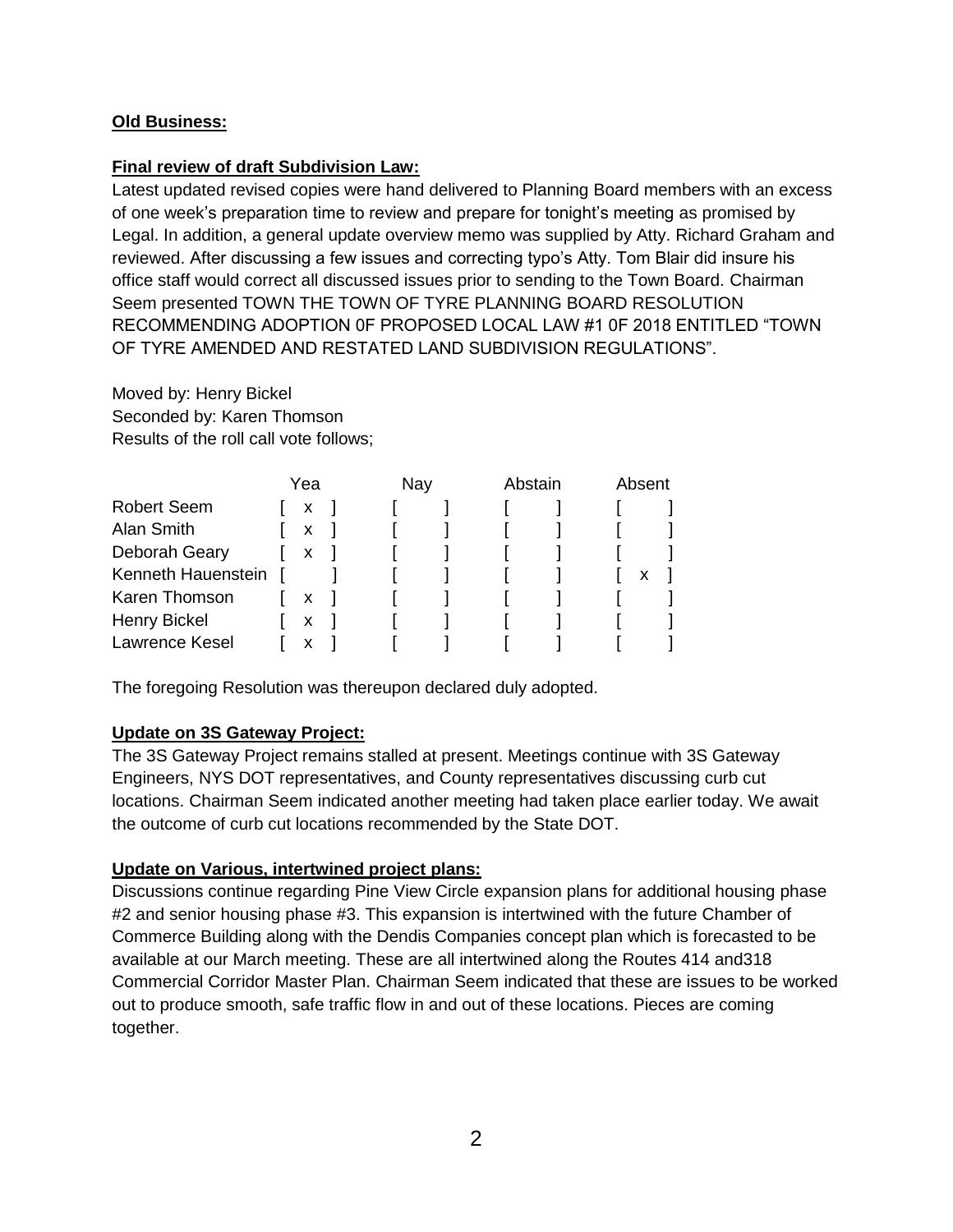**Old Business:**

**Final review of draft Subdivision Law:**

Latest updated revised copies were hand delivered to Planning Board members with an excess of one week's preparation time to review and prepare for tonight's meeting as promised by Legal. In addition, a general update overview memo was supplied by Atty. Richard Graham and reviewed. After discussing a few issues and correcting typo's Atty. Tom Blair did insure his office staff would correct all discussed issues prior to sending to the Town Board. Chairman Seem presented TOWN THE TOWN OF TYRE PLANNING BOARD RESOLUTION RECOMMENDING ADOPTION 0F PROPOSED LOCAL LAW #1 0F 2018 ENTITLED "TOWN OF TYRE AMENDED AND RESTATED LAND SUBDIVISION REGULATIONS".

Moved by: Henry Bickel
Seconded by: Karen Thomson
Results of the roll call vote follows;

| | Yea | Nay | Abstain | Absent |
|---|---|---|---|---|
| Robert Seem | [ x ] | [ ] | [ ] | [ ] |
| Alan Smith | [ x ] | [ ] | [ ] | [ ] |
| Deborah Geary | [ x ] | [ ] | [ ] | [ ] |
| Kenneth Hauenstein | [ ] | [ ] | [ ] | [ x ] |
| Karen Thomson | [ x ] | [ ] | [ ] | [ ] |
| Henry Bickel | [ x ] | [ ] | [ ] | [ ] |
| Lawrence Kesel | [ x ] | [ ] | [ ] | [ ] |

The foregoing Resolution was thereupon declared duly adopted.

**Update on 3S Gateway Project:**

The 3S Gateway Project remains stalled at present. Meetings continue with 3S Gateway Engineers, NYS DOT representatives, and County representatives discussing curb cut locations. Chairman Seem indicated another meeting had taken place earlier today. We await the outcome of curb cut locations recommended by the State DOT.

**Update on Various, intertwined project plans:**

Discussions continue regarding Pine View Circle expansion plans for additional housing phase #2 and senior housing phase #3. This expansion is intertwined with the future Chamber of Commerce Building along with the Dendis Companies concept plan which is forecasted to be available at our March meeting. These are all intertwined along the Routes 414 and318 Commercial Corridor Master Plan. Chairman Seem indicated that these are issues to be worked out to produce smooth, safe traffic flow in and out of these locations. Pieces are coming together.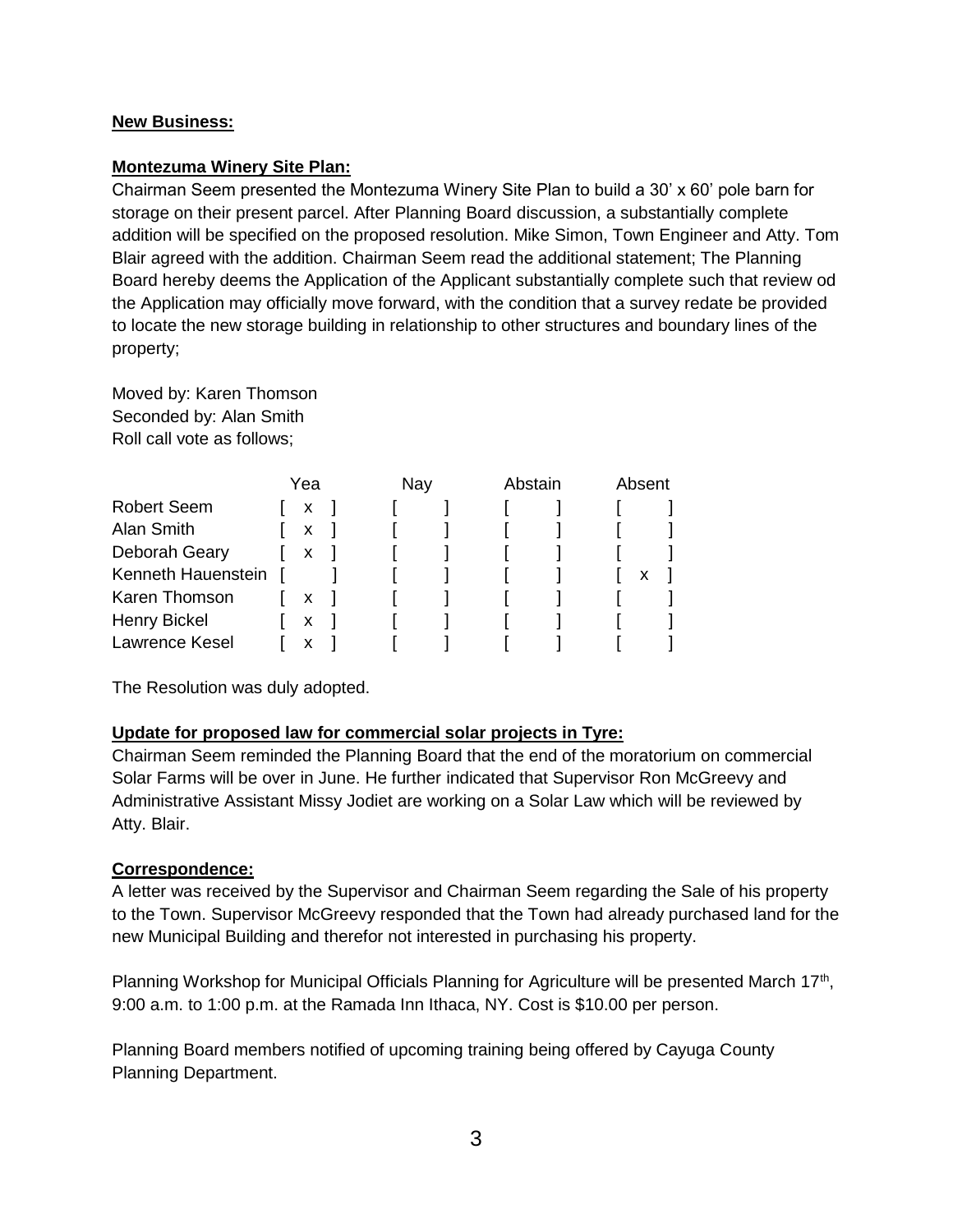**New Business:**

**Montezuma Winery Site Plan:**

Chairman Seem presented the Montezuma Winery Site Plan to build a 30' x 60' pole barn for storage on their present parcel. After Planning Board discussion, a substantially complete addition will be specified on the proposed resolution. Mike Simon, Town Engineer and Atty. Tom Blair agreed with the addition. Chairman Seem read the additional statement; The Planning Board hereby deems the Application of the Applicant substantially complete such that review od the Application may officially move forward, with the condition that a survey redate be provided to locate the new storage building in relationship to other structures and boundary lines of the property;

Moved by: Karen Thomson
Seconded by: Alan Smith
Roll call vote as follows;

| | Yea | Nay | Abstain | Absent |
|---|---|---|---|---|
| Robert Seem | [ x ] | [ ] | [ ] | [ ] |
| Alan Smith | [ x ] | [ ] | [ ] | [ ] |
| Deborah Geary | [ x ] | [ ] | [ ] | [ ] |
| Kenneth Hauenstein | [ ] | [ ] | [ ] | [ x ] |
| Karen Thomson | [ x ] | [ ] | [ ] | [ ] |
| Henry Bickel | [ x ] | [ ] | [ ] | [ ] |
| Lawrence Kesel | [ x ] | [ ] | [ ] | [ ] |

The Resolution was duly adopted.

**Update for proposed law for commercial solar projects in Tyre:**

Chairman Seem reminded the Planning Board that the end of the moratorium on commercial Solar Farms will be over in June. He further indicated that Supervisor Ron McGreevy and Administrative Assistant Missy Jodiet are working on a Solar Law which will be reviewed by Atty. Blair.

**Correspondence:**

A letter was received by the Supervisor and Chairman Seem regarding the Sale of his property to the Town. Supervisor McGreevy responded that the Town had already purchased land for the new Municipal Building and therefor not interested in purchasing his property.

Planning Workshop for Municipal Officials Planning for Agriculture will be presented March 17th, 9:00 a.m. to 1:00 p.m. at the Ramada Inn Ithaca, NY. Cost is $10.00 per person.

Planning Board members notified of upcoming training being offered by Cayuga County Planning Department.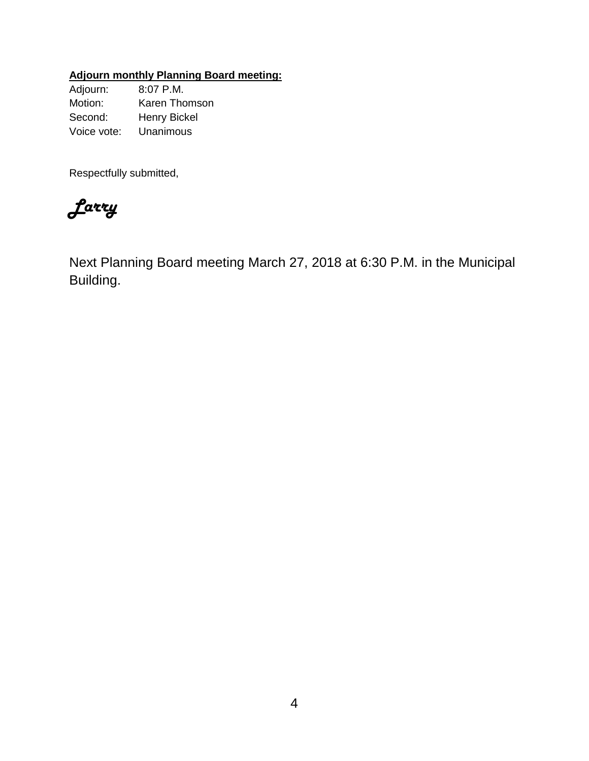**Adjourn monthly Planning Board meeting:**

| | |
|---|---|
| Adjourn: | 8:07 P.M. |
| Motion: | Karen Thomson |
| Second: | Henry Bickel |
| Voice vote: | Unanimous |

Respectfully submitted,

*Larry*

Next Planning Board meeting March 27, 2018 at 6:30 P.M. in the Municipal Building.